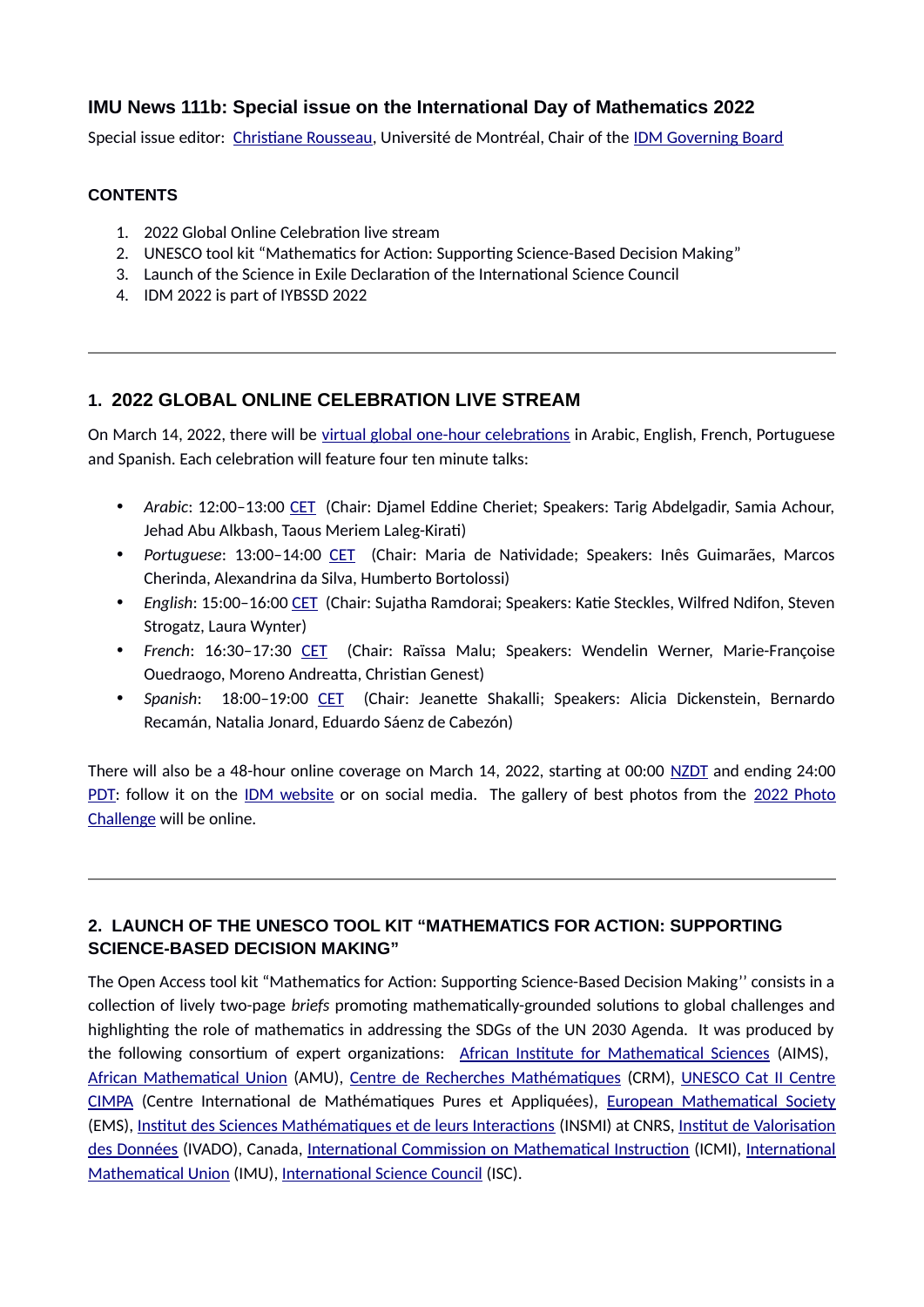# IMU News 111b: Special issue on the International Day of Mathematics 2022

Special issue editor: [Christiane Rousseau](), Université de Montréal, Chair of the [IDM Governing Board]()

### CONTENTS

1. 2022 Global Online Celebration live stream
2. UNESCO tool kit "Mathematics for Action: Supporting Science-Based Decision Making"
3. Launch of the Science in Exile Declaration of the International Science Council
4. IDM 2022 is part of IYBSSD 2022

---

## 1. 2022 GLOBAL ONLINE CELEBRATION LIVE STREAM

On March 14, 2022, there will be [virtual global one-hour celebrations]() in Arabic, English, French, Portuguese and Spanish. Each celebration will feature four ten minute talks:

- *Arabic*: 12:00–13:00 [CET]() (Chair: Djamel Eddine Cheriet; Speakers: Tarig Abdelgadir, Samia Achour, Jehad Abu Alkbash, Taous Meriem Laleg-Kirati)
- *Portuguese*: 13:00–14:00 [CET]() (Chair: Maria de Natividade; Speakers: Inês Guimarães, Marcos Cherinda, Alexandrina da Silva, Humberto Bortolossi)
- *English*: 15:00–16:00 [CET]() (Chair: Sujatha Ramdorai; Speakers: Katie Steckles, Wilfred Ndifon, Steven Strogatz, Laura Wynter)
- *French*: 16:30–17:30 [CET]() (Chair: Raïssa Malu; Speakers: Wendelin Werner, Marie-Françoise Ouedraogo, Moreno Andreatta, Christian Genest)
- *Spanish*: 18:00–19:00 [CET]() (Chair: Jeanette Shakalli; Speakers: Alicia Dickenstein, Bernardo Recamán, Natalia Jonard, Eduardo Sáenz de Cabezón)

There will also be a 48-hour online coverage on March 14, 2022, starting at 00:00 [NZDT]() and ending 24:00 [PDT](): follow it on the [IDM website]() or on social media. The gallery of best photos from the [2022 Photo Challenge]() will be online.

---

## 2. LAUNCH OF THE UNESCO TOOL KIT "MATHEMATICS FOR ACTION: SUPPORTING SCIENCE-BASED DECISION MAKING"

The Open Access tool kit "Mathematics for Action: Supporting Science-Based Decision Making'' consists in a collection of lively two-page *briefs* promoting mathematically-grounded solutions to global challenges and highlighting the role of mathematics in addressing the SDGs of the UN 2030 Agenda. It was produced by the following consortium of expert organizations: [African Institute for Mathematical Sciences]() (AIMS), [African Mathematical Union]() (AMU), [Centre de Recherches Mathématiques]() (CRM), [UNESCO Cat II Centre CIMPA]() (Centre International de Mathématiques Pures et Appliquées), [European Mathematical Society]() (EMS), [Institut des Sciences Mathématiques et de leurs Interactions]() (INSMI) at CNRS, [Institut de Valorisation des Données]() (IVADO), Canada, [International Commission on Mathematical Instruction]() (ICMI), [International Mathematical Union]() (IMU), [International Science Council]() (ISC).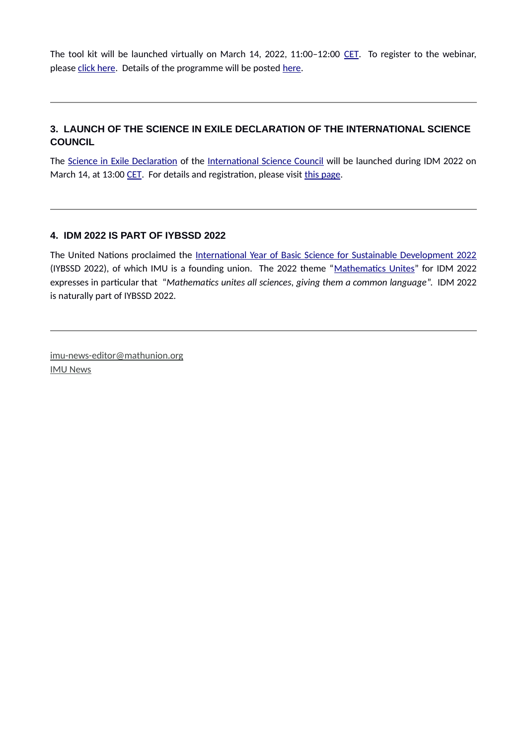The tool kit will be launched virtually on March 14, 2022, 11:00–12:00 CET. To register to the webinar, please click here. Details of the programme will be posted here.

---

### 3. LAUNCH OF THE SCIENCE IN EXILE DECLARATION OF THE INTERNATIONAL SCIENCE COUNCIL

The Science in Exile Declaration of the International Science Council will be launched during IDM 2022 on March 14, at 13:00 CET. For details and registration, please visit this page.

---

### 4. IDM 2022 IS PART OF IYBSSD 2022

The United Nations proclaimed the International Year of Basic Science for Sustainable Development 2022 (IYBSSD 2022), of which IMU is a founding union. The 2022 theme "Mathematics Unites" for IDM 2022 expresses in particular that "*Mathematics unites all sciences, giving them a common language*". IDM 2022 is naturally part of IYBSSD 2022.

---

imu-news-editor@mathunion.org
IMU News